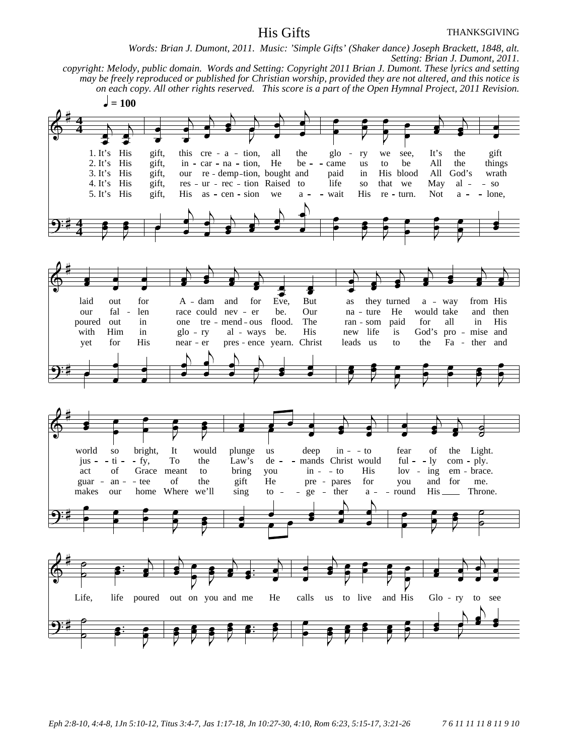# His Gifts

THANKSGIVING

*Words: Brian J. Dumont, 2011. Music: 'Simple Gifts' (Shaker dance) Joseph Brackett, 1848, alt. Setting: Brian J. Dumont, 2011.*

*copyright: Melody, public domain. Words and Setting: Copyright 2011 Brian J. Dumont. These lyrics and setting may be freely reproduced or published for Christian worship, provided they are not altered, and this notice is on each copy. All other rights reserved. This score is a part of the Open Hymnal Project, 2011 Revision.*

♩ = 100

1. It's His gift, this cre - a - tion, all the glo - ry we see, It's the gift laid out for A - dam and for Eve, But as they turned a - way from His world so bright, It would plunge us deep in - to fear of the Light.

2. It's His gift, in - car - na - tion, He be - came us to be All the things our fal - len race could nev - er be. Our na - ture He would take and then jus - ti - fy, To the Law's de - mands Christ would ful - ly com - ply.

3. It's His gift, our re - demp - tion, bought and paid in His blood All God's wrath poured out in one tre - mend - ous flood. The ran - som paid for all in His act of Grace meant to bring you in - to His lov - ing em - brace.

4. It's His gift, res - ur - rec - tion Raised to life so that we May al - so with Him in glo - ry al - ways be. His new life is God's pro - mise and guar - an - tee of the gift He pre - pares for you and for me.

5. It's His gift, His as - cen - sion we a - wait His re - turn. Not a - lone, yet for His near - er pres - ence yearn. Christ leads us to the Fa - ther and makes our home Where we'll sing to - ge - ther a - round His Throne.

Life, life poured out on you and me He calls us to live and His Glo - ry to see

*Eph 2:8-10, 4:4-8, 1Jn 5:10-12, Titus 3:4-7, Jas 1:17-18, Jn 10:27-30, 4:10, Rom 6:23, 5:15-17, 3:21-26*

7 6 11 11 11 8 11 9 10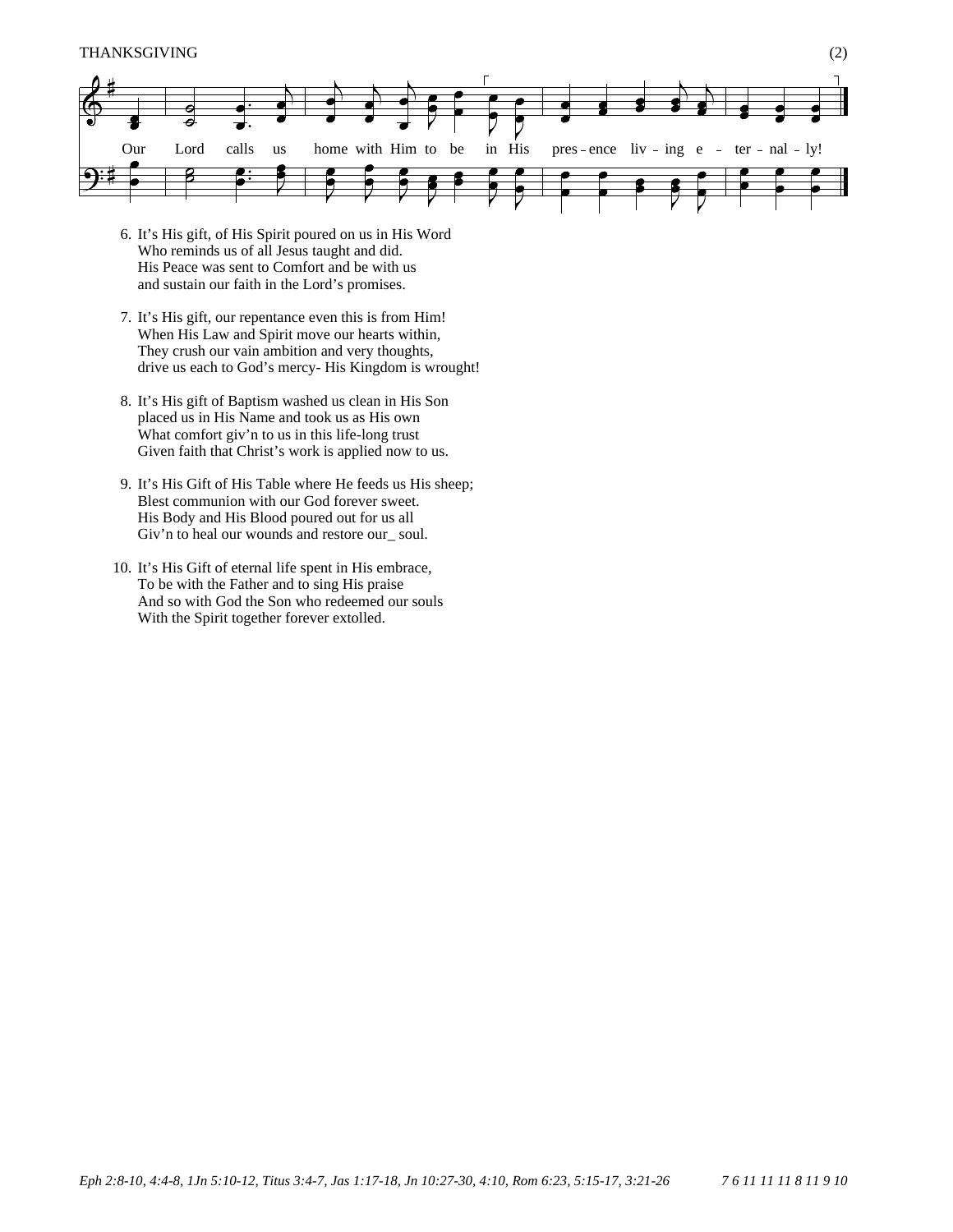THANKSGIVING

Our Lord calls us home with Him to be in His pres - ence liv - ing e - ter - nal - ly!

6. It's His gift, of His Spirit poured on us in His Word
   Who reminds us of all Jesus taught and did.
   His Peace was sent to Comfort and be with us
   and sustain our faith in the Lord's promises.

7. It's His gift, our repentance even this is from Him!
   When His Law and Spirit move our hearts within,
   They crush our vain ambition and very thoughts,
   drive us each to God's mercy- His Kingdom is wrought!

8. It's His gift of Baptism washed us clean in His Son
   placed us in His Name and took us as His own
   What comfort giv'n to us in this life-long trust
   Given faith that Christ's work is applied now to us.

9. It's His Gift of His Table where He feeds us His sheep;
   Blest communion with our God forever sweet.
   His Body and His Blood poured out for us all
   Giv'n to heal our wounds and restore our_ soul.

10. It's His Gift of eternal life spent in His embrace,
    To be with the Father and to sing His praise
    And so with God the Son who redeemed our souls
    With the Spirit together forever extolled.

*Eph 2:8-10, 4:4-8, 1Jn 5:10-12, Titus 3:4-7, Jas 1:17-18, Jn 10:27-30, 4:10, Rom 6:23, 5:15-17, 3:21-26* *7 6 11 11 11 8 11 9 10*